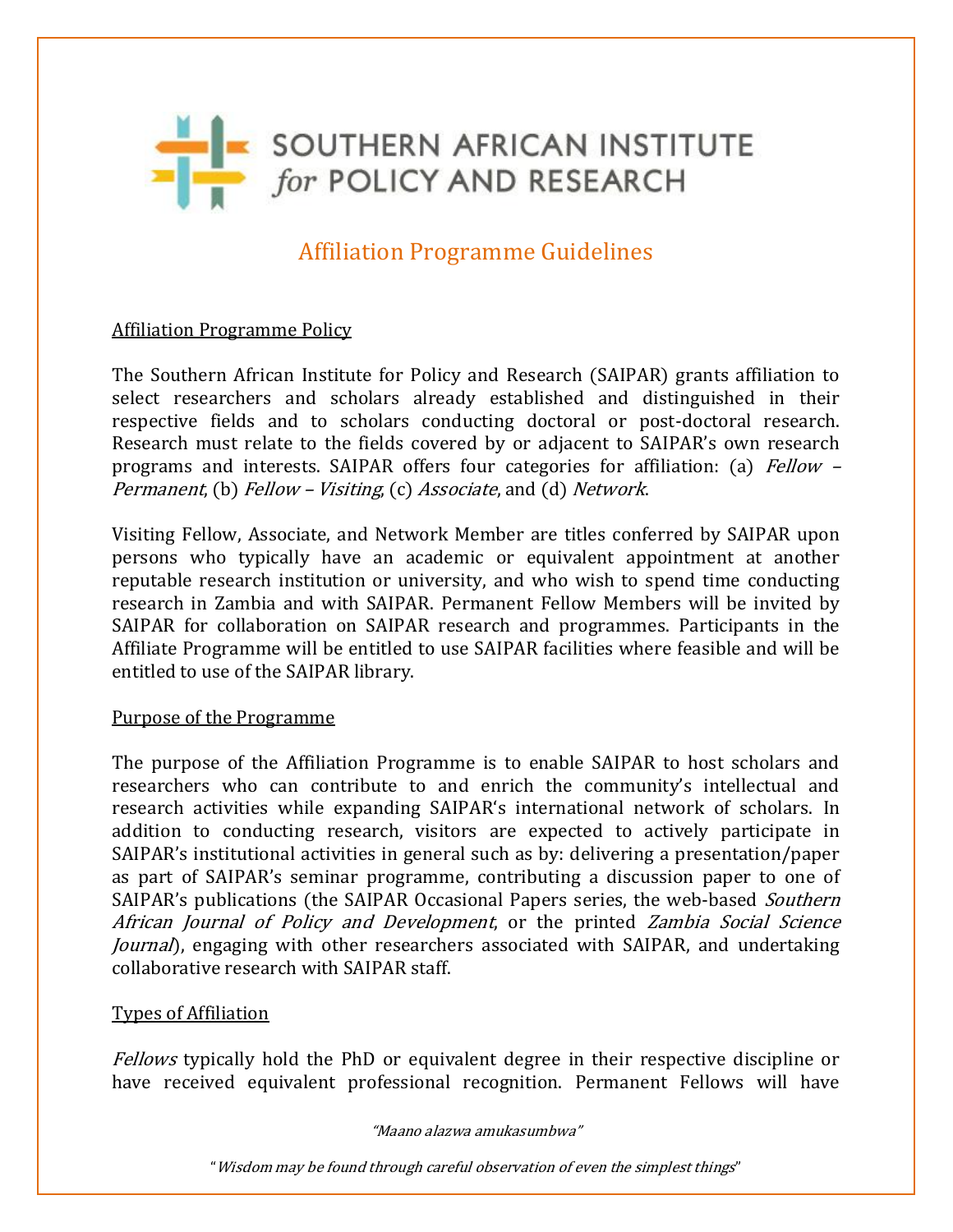SOUTHERN AFRICAN INSTITUTE *for* POLICY AND RESEARCH

# Affiliation Programme Guidelines

## Affiliation Programme Policy

The Southern African Institute for Policy and Research (SAIPAR) grants affiliation to select researchers and scholars already established and distinguished in their respective fields and to scholars conducting doctoral or post-doctoral research. Research must relate to the fields covered by or adjacent to SAIPAR's own research programs and interests. SAIPAR offers four categories for affiliation: (a) *Fellow – Permanent*, (b) *Fellow – Visiting*, (c) *Associate*, and (d) *Network*.

Visiting Fellow, Associate, and Network Member are titles conferred by SAIPAR upon persons who typically have an academic or equivalent appointment at another reputable research institution or university, and who wish to spend time conducting research in Zambia and with SAIPAR. Permanent Fellow Members will be invited by SAIPAR for collaboration on SAIPAR research and programmes. Participants in the Affiliate Programme will be entitled to use SAIPAR facilities where feasible and will be entitled to use of the SAIPAR library.

## Purpose of the Programme

The purpose of the Affiliation Programme is to enable SAIPAR to host scholars and researchers who can contribute to and enrich the community's intellectual and research activities while expanding SAIPAR's international network of scholars. In addition to conducting research, visitors are expected to actively participate in SAIPAR's institutional activities in general such as by: delivering a presentation/paper as part of SAIPAR's seminar programme, contributing a discussion paper to one of SAIPAR's publications (the SAIPAR Occasional Papers series, the web-based *Southern African Journal of Policy and Development*, or the printed *Zambia Social Science Journal*), engaging with other researchers associated with SAIPAR, and undertaking collaborative research with SAIPAR staff.

## Types of Affiliation

*Fellows* typically hold the PhD or equivalent degree in their respective discipline or have received equivalent professional recognition. Permanent Fellows will have

*"Maano alazwa amukasumbwa"*

*"Wisdom may be found through careful observation of even the simplest things"*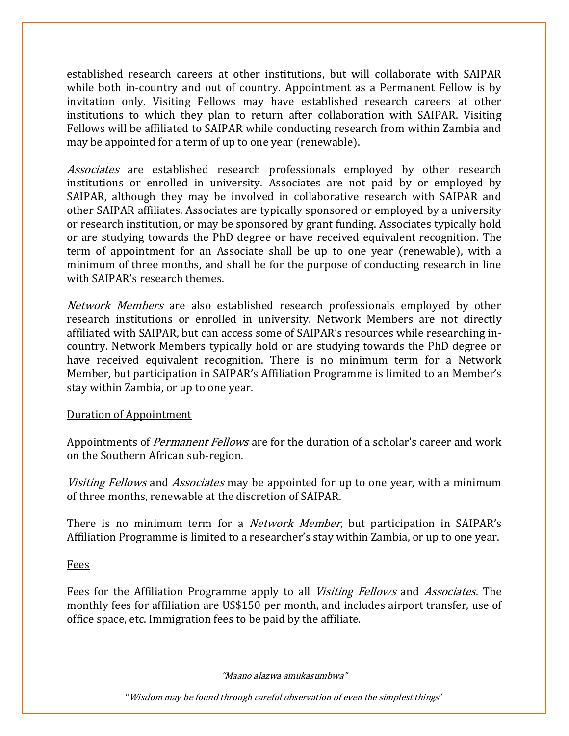established research careers at other institutions, but will collaborate with SAIPAR while both in-country and out of country. Appointment as a Permanent Fellow is by invitation only. Visiting Fellows may have established research careers at other institutions to which they plan to return after collaboration with SAIPAR. Visiting Fellows will be affiliated to SAIPAR while conducting research from within Zambia and may be appointed for a term of up to one year (renewable).

*Associates* are established research professionals employed by other research institutions or enrolled in university. Associates are not paid by or employed by SAIPAR, although they may be involved in collaborative research with SAIPAR and other SAIPAR affiliates. Associates are typically sponsored or employed by a university or research institution, or may be sponsored by grant funding. Associates typically hold or are studying towards the PhD degree or have received equivalent recognition. The term of appointment for an Associate shall be up to one year (renewable), with a minimum of three months, and shall be for the purpose of conducting research in line with SAIPAR's research themes.

*Network Members* are also established research professionals employed by other research institutions or enrolled in university. Network Members are not directly affiliated with SAIPAR, but can access some of SAIPAR's resources while researching in-country. Network Members typically hold or are studying towards the PhD degree or have received equivalent recognition. There is no minimum term for a Network Member, but participation in SAIPAR's Affiliation Programme is limited to an Member's stay within Zambia, or up to one year.

<u>Duration of Appointment</u>

Appointments of *Permanent Fellows* are for the duration of a scholar's career and work on the Southern African sub-region.

*Visiting Fellows* and *Associates* may be appointed for up to one year, with a minimum of three months, renewable at the discretion of SAIPAR.

There is no minimum term for a *Network Member*, but participation in SAIPAR's Affiliation Programme is limited to a researcher's stay within Zambia, or up to one year.

<u>Fees</u>

Fees for the Affiliation Programme apply to all *Visiting Fellows* and *Associates*. The monthly fees for affiliation are US$150 per month, and includes airport transfer, use of office space, etc. Immigration fees to be paid by the affiliate.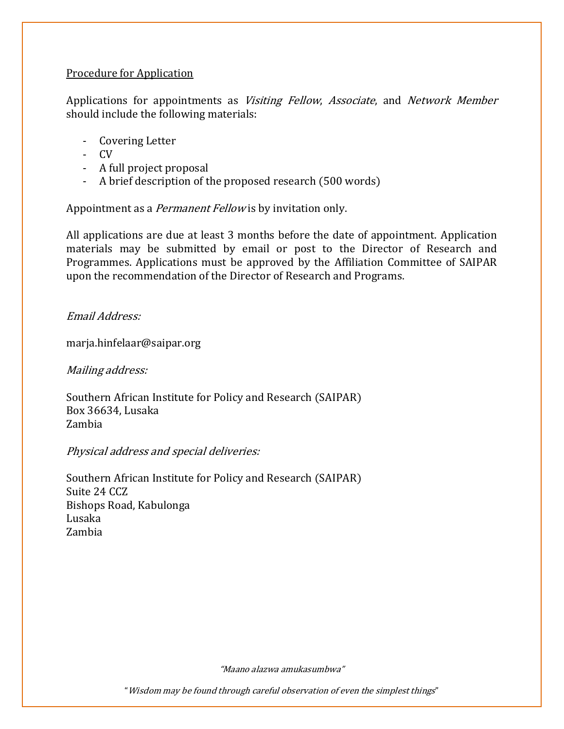<u>Procedure for Application</u>

Applications for appointments as *Visiting Fellow*, *Associate*, and *Network Member* should include the following materials:

- Covering Letter
- CV
- A full project proposal
- A brief description of the proposed research (500 words)

Appointment as a *Permanent Fellow* is by invitation only.

All applications are due at least 3 months before the date of appointment. Application materials may be submitted by email or post to the Director of Research and Programmes. Applications must be approved by the Affiliation Committee of SAIPAR upon the recommendation of the Director of Research and Programs.

*Email Address:*

marja.hinfelaar@saipar.org

*Mailing address:*

Southern African Institute for Policy and Research (SAIPAR)
Box 36634, Lusaka
Zambia

*Physical address and special deliveries:*

Southern African Institute for Policy and Research (SAIPAR)
Suite 24 CCZ
Bishops Road, Kabulonga
Lusaka
Zambia

*"Maano alazwa amukasumbwa"*

"*Wisdom may be found through careful observation of even the simplest things*"